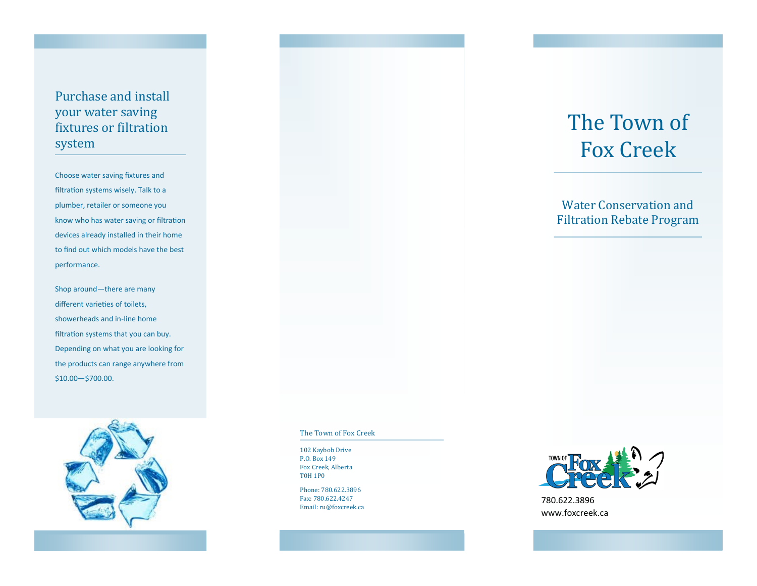## Purchase and install your water saving fixtures or filtration system

Choose water saving fixtures and filtration systems wisely. Talk to a plumber, retailer or someone you know who has water saving or filtration devices already installed in their home to find out which models have the best performance.

Shop around—there are many different varieties of toilets, showerheads and in-line home filtration systems that you can buy. Depending on what you are looking for the products can range anywhere from $10.00—$700.00.

The Town of Fox Creek

102 Kaybob Drive
P.O. Box 149
Fox Creek, Alberta
T0H 1P0

Phone: 780.622.3896
Fax: 780.622.4247
Email: ru@foxcreek.ca

# The Town of Fox Creek

## Water Conservation and Filtration Rebate Program

780.622.3896
www.foxcreek.ca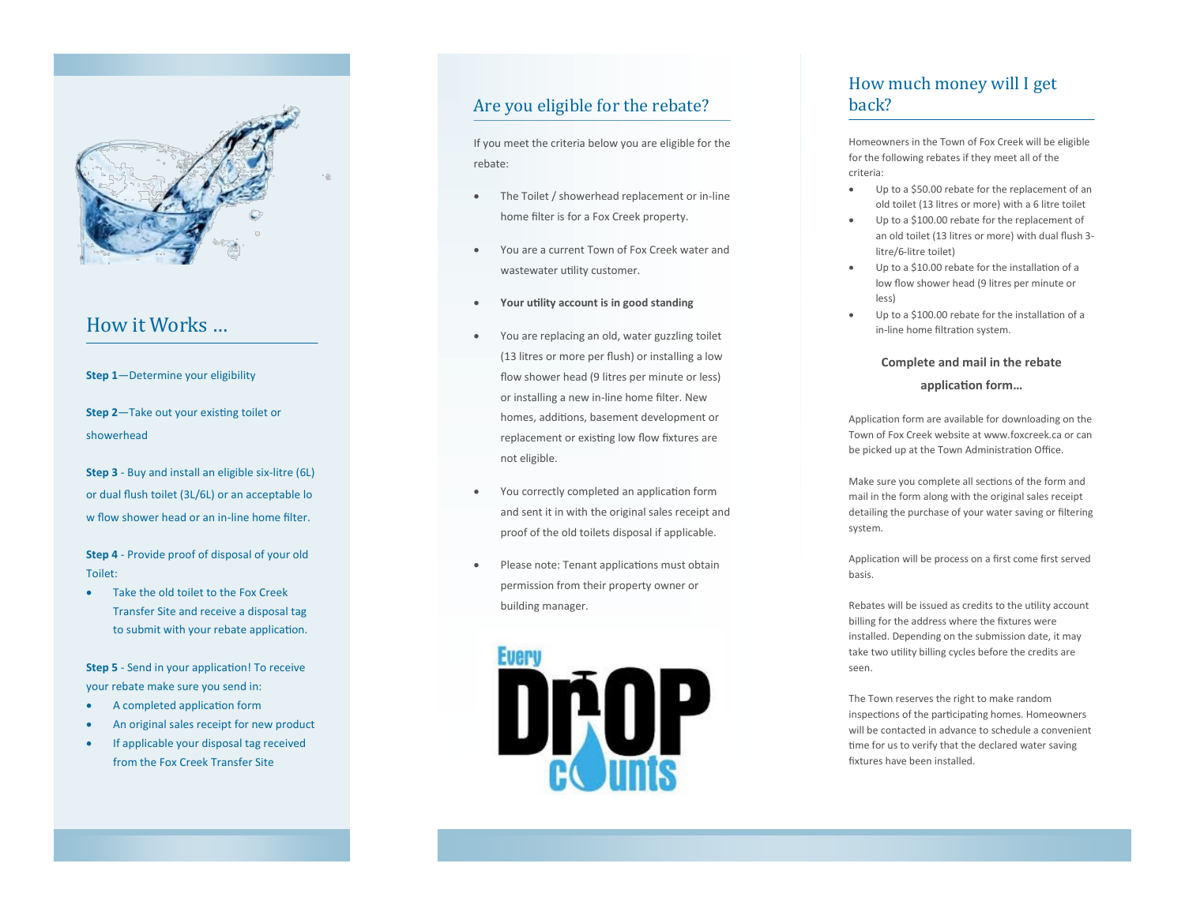## How it Works …

**Step 1**—Determine your eligibility

**Step 2**—Take out your existing toilet or showerhead

**Step 3** - Buy and install an eligible six-litre (6L) or dual flush toilet (3L/6L) or an acceptable lo w flow shower head or an in-line home filter.

**Step 4** - Provide proof of disposal of your old Toilet:

- Take the old toilet to the Fox Creek Transfer Site and receive a disposal tag to submit with your rebate application.

**Step 5** - Send in your application! To receive your rebate make sure you send in:

- A completed application form
- An original sales receipt for new product
- If applicable your disposal tag received from the Fox Creek Transfer Site

## Are you eligible for the rebate?

If you meet the criteria below you are eligible for the rebate:

- The Toilet / showerhead replacement or in-line home filter is for a Fox Creek property.
- You are a current Town of Fox Creek water and wastewater utility customer.
- **Your utility account is in good standing**
- You are replacing an old, water guzzling toilet (13 litres or more per flush) or installing a low flow shower head (9 litres per minute or less) or installing a new in-line home filter. New homes, additions, basement development or replacement or existing low flow fixtures are not eligible.
- You correctly completed an application form and sent it in with the original sales receipt and proof of the old toilets disposal if applicable.
- Please note: Tenant applications must obtain permission from their property owner or building manager.

Every DrOP counts

## How much money will I get back?

Homeowners in the Town of Fox Creek will be eligible for the following rebates if they meet all of the criteria:

- Up to a $50.00 rebate for the replacement of an old toilet (13 litres or more) with a 6 litre toilet
- Up to a $100.00 rebate for the replacement of an old toilet (13 litres or more) with dual flush 3-litre/6-litre toilet)
- Up to a $10.00 rebate for the installation of a low flow shower head (9 litres per minute or less)
- Up to a $100.00 rebate for the installation of a in-line home filtration system.

**Complete and mail in the rebate application form…**

Application form are available for downloading on the Town of Fox Creek website at www.foxcreek.ca or can be picked up at the Town Administration Office.

Make sure you complete all sections of the form and mail in the form along with the original sales receipt detailing the purchase of your water saving or filtering system.

Application will be process on a first come first served basis.

Rebates will be issued as credits to the utility account billing for the address where the fixtures were installed. Depending on the submission date, it may take two utility billing cycles before the credits are seen.

The Town reserves the right to make random inspections of the participating homes. Homeowners will be contacted in advance to schedule a convenient time for us to verify that the declared water saving fixtures have been installed.